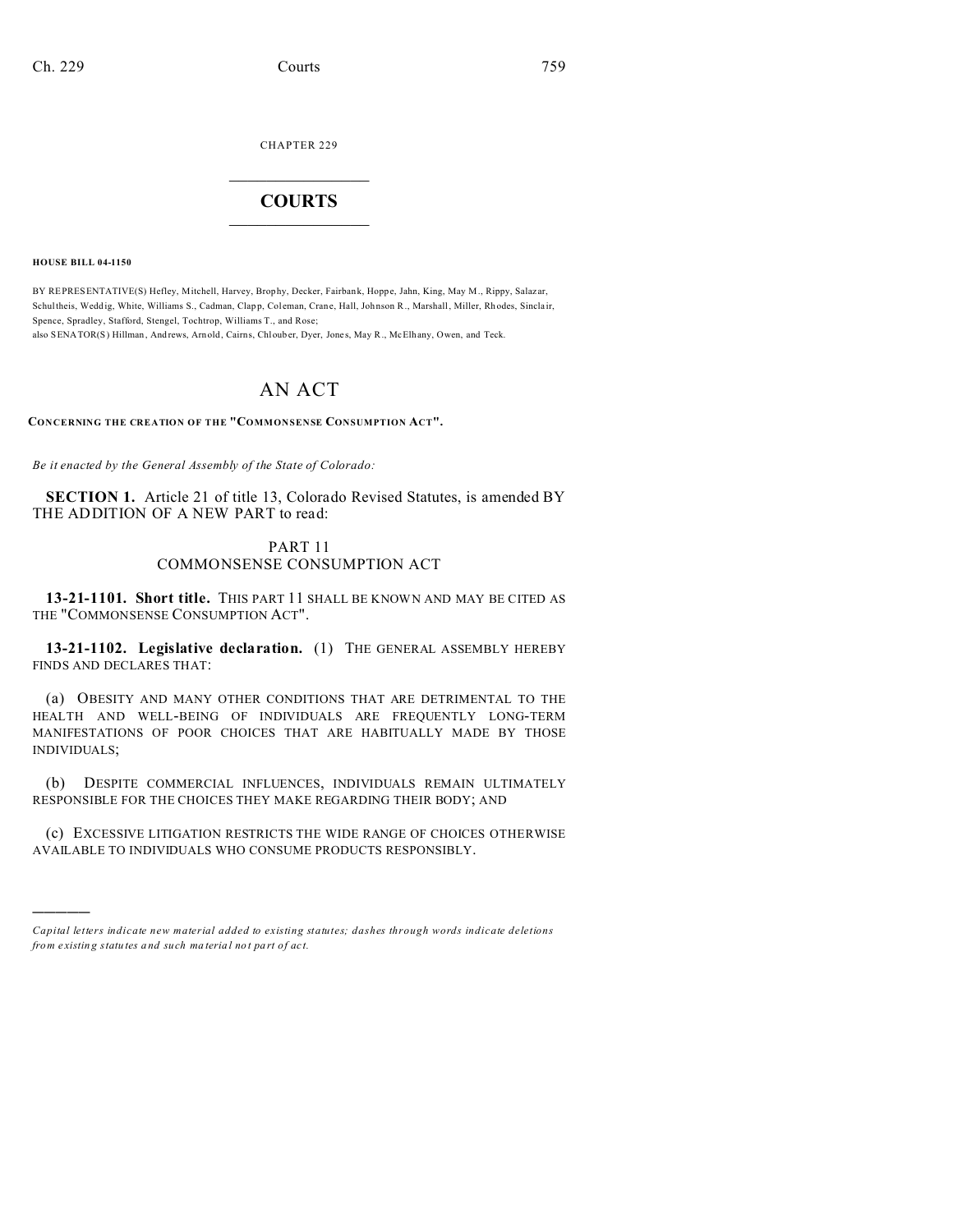CHAPTER 229

# COURTS

**HOUSE BILL 04-1150**

BY REPRESENTATIVE(S) Hefley, Mitchell, Harvey, Brophy, Decker, Fairbank, Hoppe, Jahn, King, May M., Rippy, Salazar, Schultheis, Weddig, White, Williams S., Cadman, Clapp, Coleman, Crane, Hall, Johnson R., Marshall, Miller, Rhodes, Sinclair, Spence, Spradley, Stafford, Stengel, Tochtrop, Williams T., and Rose;
also SENATOR(S) Hillman, Andrews, Arnold, Cairns, Chlouber, Dyer, Jones, May R., McElhany, Owen, and Teck.

# AN ACT

**CONCERNING THE CREATION OF THE "COMMONSENSE CONSUMPTION ACT".**

*Be it enacted by the General Assembly of the State of Colorado:*

**SECTION 1.** Article 21 of title 13, Colorado Revised Statutes, is amended BY THE ADDITION OF A NEW PART to read:

PART 11
COMMONSENSE CONSUMPTION ACT

**13-21-1101. Short title.** THIS PART 11 SHALL BE KNOWN AND MAY BE CITED AS THE "COMMONSENSE CONSUMPTION ACT".

**13-21-1102. Legislative declaration.** (1) THE GENERAL ASSEMBLY HEREBY FINDS AND DECLARES THAT:

(a) OBESITY AND MANY OTHER CONDITIONS THAT ARE DETRIMENTAL TO THE HEALTH AND WELL-BEING OF INDIVIDUALS ARE FREQUENTLY LONG-TERM MANIFESTATIONS OF POOR CHOICES THAT ARE HABITUALLY MADE BY THOSE INDIVIDUALS;

(b) DESPITE COMMERCIAL INFLUENCES, INDIVIDUALS REMAIN ULTIMATELY RESPONSIBLE FOR THE CHOICES THEY MAKE REGARDING THEIR BODY; AND

(c) EXCESSIVE LITIGATION RESTRICTS THE WIDE RANGE OF CHOICES OTHERWISE AVAILABLE TO INDIVIDUALS WHO CONSUME PRODUCTS RESPONSIBLY.

---

*Capital letters indicate new material added to existing statutes; dashes through words indicate deletions from existing statutes and such material not part of act.*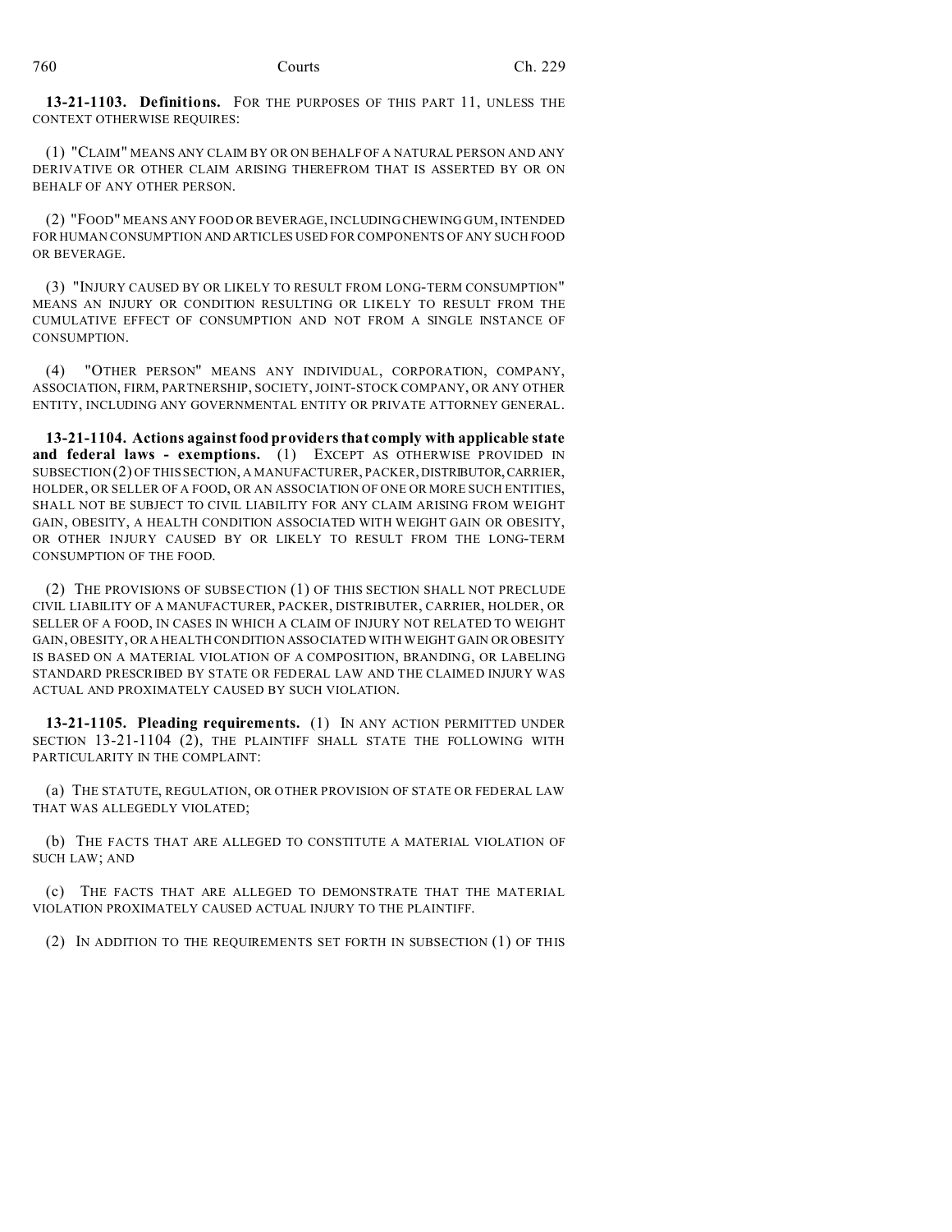**13-21-1103. Definitions.** FOR THE PURPOSES OF THIS PART 11, UNLESS THE CONTEXT OTHERWISE REQUIRES:

(1) "CLAIM" MEANS ANY CLAIM BY OR ON BEHALF OF A NATURAL PERSON AND ANY DERIVATIVE OR OTHER CLAIM ARISING THEREFROM THAT IS ASSERTED BY OR ON BEHALF OF ANY OTHER PERSON.

(2) "FOOD" MEANS ANY FOOD OR BEVERAGE, INCLUDING CHEWING GUM, INTENDED FOR HUMAN CONSUMPTION AND ARTICLES USED FOR COMPONENTS OF ANY SUCH FOOD OR BEVERAGE.

(3) "INJURY CAUSED BY OR LIKELY TO RESULT FROM LONG-TERM CONSUMPTION" MEANS AN INJURY OR CONDITION RESULTING OR LIKELY TO RESULT FROM THE CUMULATIVE EFFECT OF CONSUMPTION AND NOT FROM A SINGLE INSTANCE OF CONSUMPTION.

(4) "OTHER PERSON" MEANS ANY INDIVIDUAL, CORPORATION, COMPANY, ASSOCIATION, FIRM, PARTNERSHIP, SOCIETY, JOINT-STOCK COMPANY, OR ANY OTHER ENTITY, INCLUDING ANY GOVERNMENTAL ENTITY OR PRIVATE ATTORNEY GENERAL.

**13-21-1104. Actions against food providers that comply with applicable state and federal laws - exemptions.** (1) EXCEPT AS OTHERWISE PROVIDED IN SUBSECTION (2) OF THIS SECTION, A MANUFACTURER, PACKER, DISTRIBUTOR, CARRIER, HOLDER, OR SELLER OF A FOOD, OR AN ASSOCIATION OF ONE OR MORE SUCH ENTITIES, SHALL NOT BE SUBJECT TO CIVIL LIABILITY FOR ANY CLAIM ARISING FROM WEIGHT GAIN, OBESITY, A HEALTH CONDITION ASSOCIATED WITH WEIGHT GAIN OR OBESITY, OR OTHER INJURY CAUSED BY OR LIKELY TO RESULT FROM THE LONG-TERM CONSUMPTION OF THE FOOD.

(2) THE PROVISIONS OF SUBSECTION (1) OF THIS SECTION SHALL NOT PRECLUDE CIVIL LIABILITY OF A MANUFACTURER, PACKER, DISTRIBUTER, CARRIER, HOLDER, OR SELLER OF A FOOD, IN CASES IN WHICH A CLAIM OF INJURY NOT RELATED TO WEIGHT GAIN, OBESITY, OR A HEALTH CONDITION ASSOCIATED WITH WEIGHT GAIN OR OBESITY IS BASED ON A MATERIAL VIOLATION OF A COMPOSITION, BRANDING, OR LABELING STANDARD PRESCRIBED BY STATE OR FEDERAL LAW AND THE CLAIMED INJURY WAS ACTUAL AND PROXIMATELY CAUSED BY SUCH VIOLATION.

**13-21-1105. Pleading requirements.** (1) IN ANY ACTION PERMITTED UNDER SECTION 13-21-1104 (2), THE PLAINTIFF SHALL STATE THE FOLLOWING WITH PARTICULARITY IN THE COMPLAINT:

(a) THE STATUTE, REGULATION, OR OTHER PROVISION OF STATE OR FEDERAL LAW THAT WAS ALLEGEDLY VIOLATED;

(b) THE FACTS THAT ARE ALLEGED TO CONSTITUTE A MATERIAL VIOLATION OF SUCH LAW; AND

(c) THE FACTS THAT ARE ALLEGED TO DEMONSTRATE THAT THE MATERIAL VIOLATION PROXIMATELY CAUSED ACTUAL INJURY TO THE PLAINTIFF.

(2) IN ADDITION TO THE REQUIREMENTS SET FORTH IN SUBSECTION (1) OF THIS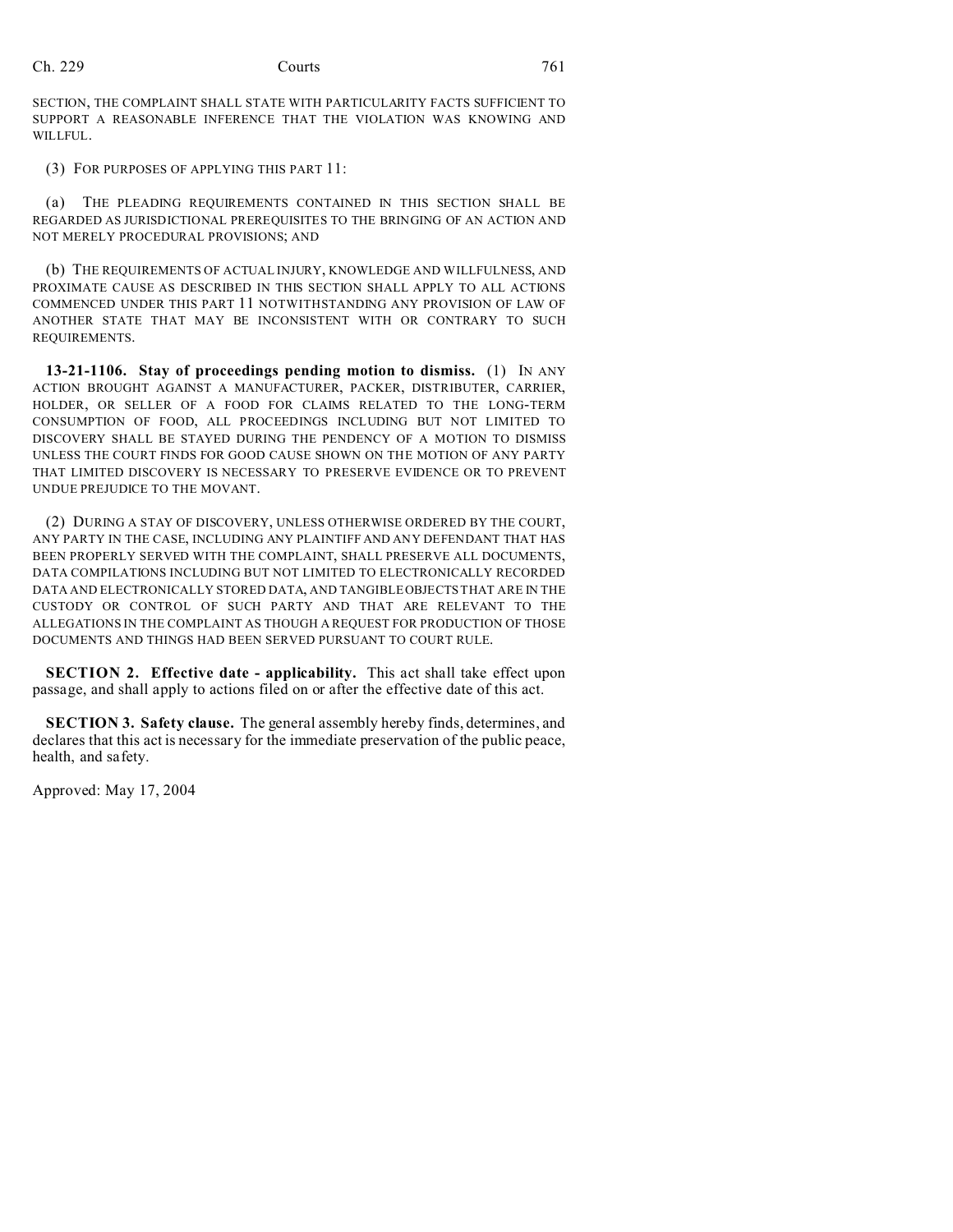SECTION, THE COMPLAINT SHALL STATE WITH PARTICULARITY FACTS SUFFICIENT TO SUPPORT A REASONABLE INFERENCE THAT THE VIOLATION WAS KNOWING AND WILLFUL.

(3) FOR PURPOSES OF APPLYING THIS PART 11:

(a) THE PLEADING REQUIREMENTS CONTAINED IN THIS SECTION SHALL BE REGARDED AS JURISDICTIONAL PREREQUISITES TO THE BRINGING OF AN ACTION AND NOT MERELY PROCEDURAL PROVISIONS; AND

(b) THE REQUIREMENTS OF ACTUAL INJURY, KNOWLEDGE AND WILLFULNESS, AND PROXIMATE CAUSE AS DESCRIBED IN THIS SECTION SHALL APPLY TO ALL ACTIONS COMMENCED UNDER THIS PART 11 NOTWITHSTANDING ANY PROVISION OF LAW OF ANOTHER STATE THAT MAY BE INCONSISTENT WITH OR CONTRARY TO SUCH REQUIREMENTS.

**13-21-1106. Stay of proceedings pending motion to dismiss.** (1) IN ANY ACTION BROUGHT AGAINST A MANUFACTURER, PACKER, DISTRIBUTER, CARRIER, HOLDER, OR SELLER OF A FOOD FOR CLAIMS RELATED TO THE LONG-TERM CONSUMPTION OF FOOD, ALL PROCEEDINGS INCLUDING BUT NOT LIMITED TO DISCOVERY SHALL BE STAYED DURING THE PENDENCY OF A MOTION TO DISMISS UNLESS THE COURT FINDS FOR GOOD CAUSE SHOWN ON THE MOTION OF ANY PARTY THAT LIMITED DISCOVERY IS NECESSARY TO PRESERVE EVIDENCE OR TO PREVENT UNDUE PREJUDICE TO THE MOVANT.

(2) DURING A STAY OF DISCOVERY, UNLESS OTHERWISE ORDERED BY THE COURT, ANY PARTY IN THE CASE, INCLUDING ANY PLAINTIFF AND ANY DEFENDANT THAT HAS BEEN PROPERLY SERVED WITH THE COMPLAINT, SHALL PRESERVE ALL DOCUMENTS, DATA COMPILATIONS INCLUDING BUT NOT LIMITED TO ELECTRONICALLY RECORDED DATA AND ELECTRONICALLY STORED DATA, AND TANGIBLE OBJECTS THAT ARE IN THE CUSTODY OR CONTROL OF SUCH PARTY AND THAT ARE RELEVANT TO THE ALLEGATIONS IN THE COMPLAINT AS THOUGH A REQUEST FOR PRODUCTION OF THOSE DOCUMENTS AND THINGS HAD BEEN SERVED PURSUANT TO COURT RULE.

**SECTION 2. Effective date - applicability.** This act shall take effect upon passage, and shall apply to actions filed on or after the effective date of this act.

**SECTION 3. Safety clause.** The general assembly hereby finds, determines, and declares that this act is necessary for the immediate preservation of the public peace, health, and safety.

Approved: May 17, 2004